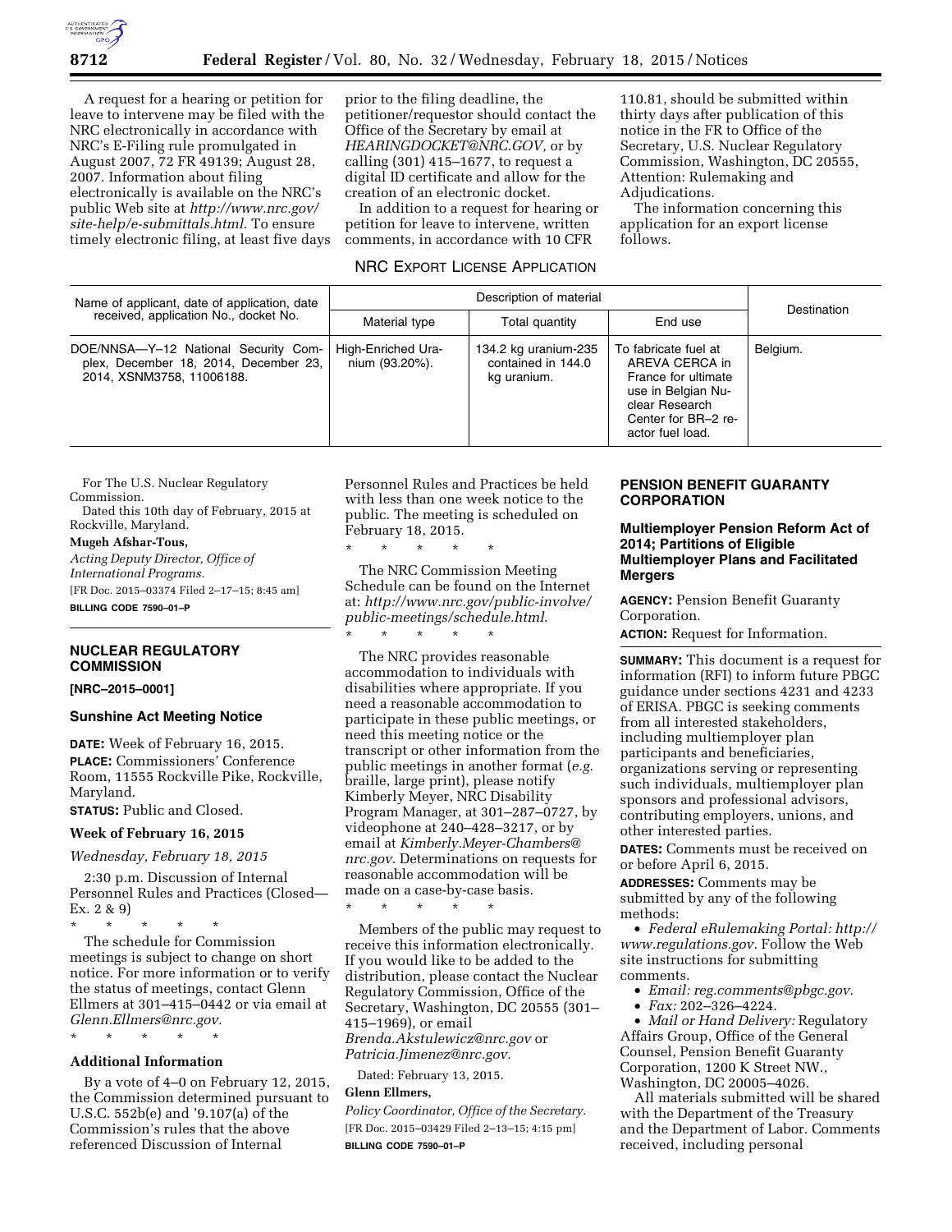A request for a hearing or petition for leave to intervene may be filed with the NRC electronically in accordance with NRC's E-Filing rule promulgated in August 2007, 72 FR 49139; August 28, 2007. Information about filing electronically is available on the NRC's public Web site at *http://www.nrc.gov/site-help/e-submittals.html*. To ensure timely electronic filing, at least five days prior to the filing deadline, the petitioner/requestor should contact the Office of the Secretary by email at *HEARINGDOCKET@NRC.GOV,* or by calling (301) 415–1677, to request a digital ID certificate and allow for the creation of an electronic docket.

In addition to a request for hearing or petition for leave to intervene, written comments, in accordance with 10 CFR 110.81, should be submitted within thirty days after publication of this notice in the FR to Office of the Secretary, U.S. Nuclear Regulatory Commission, Washington, DC 20555, Attention: Rulemaking and Adjudications.

The information concerning this application for an export license follows.

NRC EXPORT LICENSE APPLICATION

| Name of applicant, date of application, date received, application No., docket No. | Description of material | | | Destination |
|---|---|---|---|---|
| | Material type | Total quantity | End use | |
| DOE/NNSA—Y–12 National Security Complex, December 18, 2014, December 23, 2014, XSNM3758, 11006188. | High-Enriched Uranium (93.20%). | 134.2 kg uranium-235 contained in 144.0 kg uranium. | To fabricate fuel at AREVA CERCA in France for ultimate use in Belgian Nuclear Research Center for BR–2 reactor fuel load. | Belgium. |

For The U.S. Nuclear Regulatory Commission.

Dated this 10th day of February, 2015 at Rockville, Maryland.

**Mugeh Afshar-Tous,**

*Acting Deputy Director, Office of International Programs.*

[FR Doc. 2015–03374 Filed 2–17–15; 8:45 am]

**BILLING CODE 7590–01–P**

## NUCLEAR REGULATORY COMMISSION

**[NRC–2015–0001]**

### Sunshine Act Meeting Notice

**DATE:** Week of February 16, 2015.

**PLACE:** Commissioners' Conference Room, 11555 Rockville Pike, Rockville, Maryland.

**STATUS:** Public and Closed.

#### Week of February 16, 2015

*Wednesday, February 18, 2015*

2:30 p.m. Discussion of Internal Personnel Rules and Practices (Closed—Ex. 2 & 9)

\* \* \* \* \*

The schedule for Commission meetings is subject to change on short notice. For more information or to verify the status of meetings, contact Glenn Ellmers at 301–415–0442 or via email at *Glenn.Ellmers@nrc.gov.*

\* \* \* \* \*

#### Additional Information

By a vote of 4–0 on February 12, 2015, the Commission determined pursuant to U.S.C. 552b(e) and '9.107(a) of the Commission's rules that the above referenced Discussion of Internal Personnel Rules and Practices be held with less than one week notice to the public. The meeting is scheduled on February 18, 2015.

\* \* \* \* \*

The NRC Commission Meeting Schedule can be found on the Internet at: *http://www.nrc.gov/public-involve/public-meetings/schedule.html*.

\* \* \* \* \*

The NRC provides reasonable accommodation to individuals with disabilities where appropriate. If you need a reasonable accommodation to participate in these public meetings, or need this meeting notice or the transcript or other information from the public meetings in another format (*e.g.* braille, large print), please notify Kimberly Meyer, NRC Disability Program Manager, at 301–287–0727, by videophone at 240–428–3217, or by email at *Kimberly.Meyer-Chambers@nrc.gov*. Determinations on requests for reasonable accommodation will be made on a case-by-case basis.

\* \* \* \* \*

Members of the public may request to receive this information electronically. If you would like to be added to the distribution, please contact the Nuclear Regulatory Commission, Office of the Secretary, Washington, DC 20555 (301–415–1969), or email *Brenda.Akstulewicz@nrc.gov* or *Patricia.Jimenez@nrc.gov.*

Dated: February 13, 2015.

**Glenn Ellmers,**

*Policy Coordinator, Office of the Secretary.*

[FR Doc. 2015–03429 Filed 2–13–15; 4:15 pm]

**BILLING CODE 7590–01–P**

## PENSION BENEFIT GUARANTY CORPORATION

### Multiemployer Pension Reform Act of 2014; Partitions of Eligible Multiemployer Plans and Facilitated Mergers

**AGENCY:** Pension Benefit Guaranty Corporation.

**ACTION:** Request for Information.

**SUMMARY:** This document is a request for information (RFI) to inform future PBGC guidance under sections 4231 and 4233 of ERISA. PBGC is seeking comments from all interested stakeholders, including multiemployer plan participants and beneficiaries, organizations serving or representing such individuals, multiemployer plan sponsors and professional advisors, contributing employers, unions, and other interested parties.

**DATES:** Comments must be received on or before April 6, 2015.

**ADDRESSES:** Comments may be submitted by any of the following methods:

- *Federal eRulemaking Portal: http://www.regulations.gov.* Follow the Web site instructions for submitting comments.
- *Email: reg.comments@pbgc.gov.*
- *Fax:* 202–326–4224.
- *Mail or Hand Delivery:* Regulatory Affairs Group, Office of the General Counsel, Pension Benefit Guaranty Corporation, 1200 K Street NW., Washington, DC 20005–4026.

All materials submitted will be shared with the Department of the Treasury and the Department of Labor. Comments received, including personal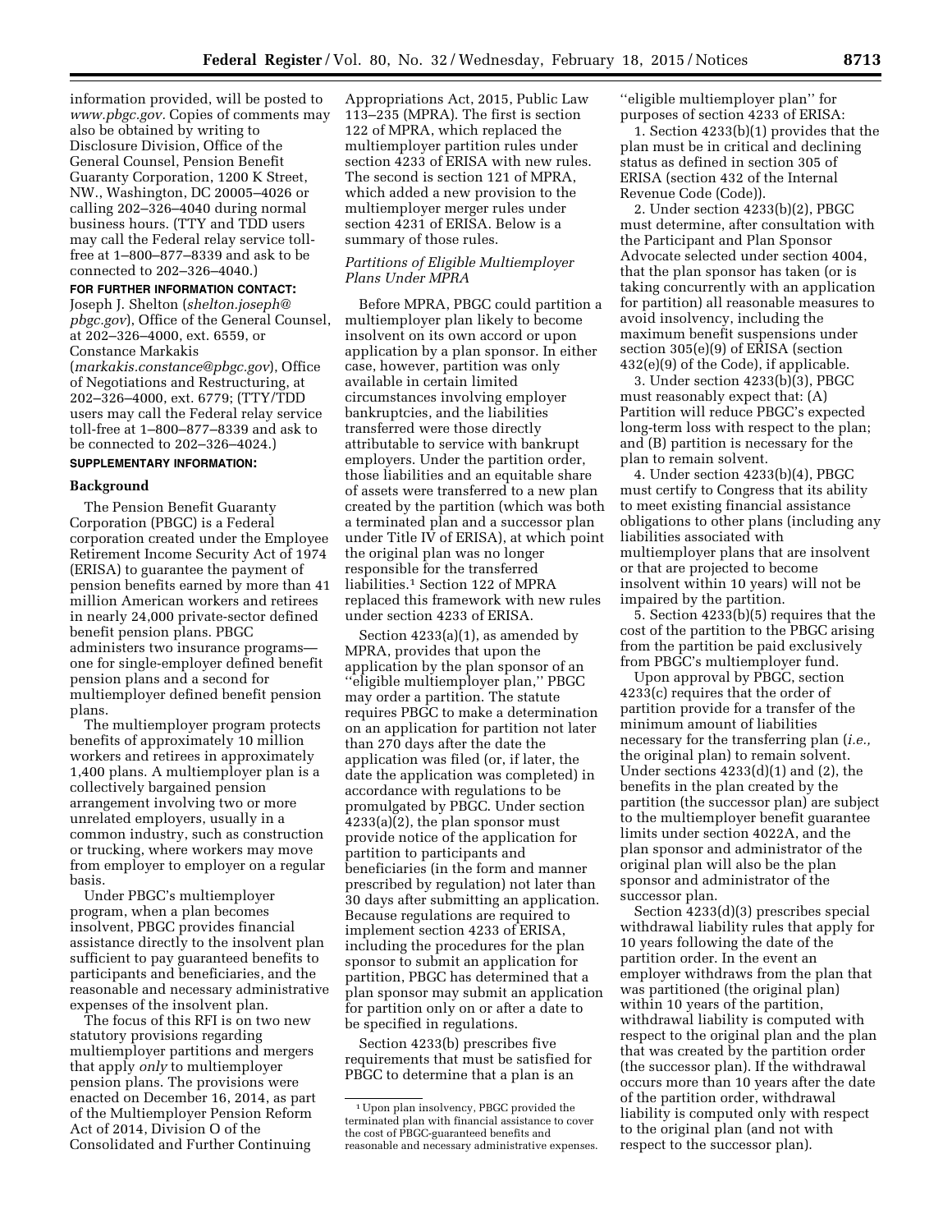information provided, will be posted to *www.pbgc.gov.* Copies of comments may also be obtained by writing to Disclosure Division, Office of the General Counsel, Pension Benefit Guaranty Corporation, 1200 K Street, NW., Washington, DC 20005–4026 or calling 202–326–4040 during normal business hours. (TTY and TDD users may call the Federal relay service toll-free at 1–800–877–8339 and ask to be connected to 202–326–4040.)

**FOR FURTHER INFORMATION CONTACT:** Joseph J. Shelton (*shelton.joseph@pbgc.gov*), Office of the General Counsel, at 202–326–4000, ext. 6559, or Constance Markakis (*markakis.constance@pbgc.gov*), Office of Negotiations and Restructuring, at 202–326–4000, ext. 6779; (TTY/TDD users may call the Federal relay service toll-free at 1–800–877–8339 and ask to be connected to 202–326–4024.)

**SUPPLEMENTARY INFORMATION:**

**Background**

The Pension Benefit Guaranty Corporation (PBGC) is a Federal corporation created under the Employee Retirement Income Security Act of 1974 (ERISA) to guarantee the payment of pension benefits earned by more than 41 million American workers and retirees in nearly 24,000 private-sector defined benefit pension plans. PBGC administers two insurance programs—one for single-employer defined benefit pension plans and a second for multiemployer defined benefit pension plans.

The multiemployer program protects benefits of approximately 10 million workers and retirees in approximately 1,400 plans. A multiemployer plan is a collectively bargained pension arrangement involving two or more unrelated employers, usually in a common industry, such as construction or trucking, where workers may move from employer to employer on a regular basis.

Under PBGC's multiemployer program, when a plan becomes insolvent, PBGC provides financial assistance directly to the insolvent plan sufficient to pay guaranteed benefits to participants and beneficiaries, and the reasonable and necessary administrative expenses of the insolvent plan.

The focus of this RFI is on two new statutory provisions regarding multiemployer partitions and mergers that apply *only* to multiemployer pension plans. The provisions were enacted on December 16, 2014, as part of the Multiemployer Pension Reform Act of 2014, Division O of the Consolidated and Further Continuing Appropriations Act, 2015, Public Law 113–235 (MPRA). The first is section 122 of MPRA, which replaced the multiemployer partition rules under section 4233 of ERISA with new rules. The second is section 121 of MPRA, which added a new provision to the multiemployer merger rules under section 4231 of ERISA. Below is a summary of those rules.

*Partitions of Eligible Multiemployer Plans Under MPRA*

Before MPRA, PBGC could partition a multiemployer plan likely to become insolvent on its own accord or upon application by a plan sponsor. In either case, however, partition was only available in certain limited circumstances involving employer bankruptcies, and the liabilities transferred were those directly attributable to service with bankrupt employers. Under the partition order, those liabilities and an equitable share of assets were transferred to a new plan created by the partition (which was both a terminated plan and a successor plan under Title IV of ERISA), at which point the original plan was no longer responsible for the transferred liabilities.[1] Section 122 of MPRA replaced this framework with new rules under section 4233 of ERISA.

Section 4233(a)(1), as amended by MPRA, provides that upon the application by the plan sponsor of an ''eligible multiemployer plan,'' PBGC may order a partition. The statute requires PBGC to make a determination on an application for partition not later than 270 days after the date the application was filed (or, if later, the date the application was completed) in accordance with regulations to be promulgated by PBGC. Under section 4233(a)(2), the plan sponsor must provide notice of the application for partition to participants and beneficiaries (in the form and manner prescribed by regulation) not later than 30 days after submitting an application. Because regulations are required to implement section 4233 of ERISA, including the procedures for the plan sponsor to submit an application for partition, PBGC has determined that a plan sponsor may submit an application for partition only on or after a date to be specified in regulations.

Section 4233(b) prescribes five requirements that must be satisfied for PBGC to determine that a plan is an ''eligible multiemployer plan'' for purposes of section 4233 of ERISA:

1. Section 4233(b)(1) provides that the plan must be in critical and declining status as defined in section 305 of ERISA (section 432 of the Internal Revenue Code (Code)).

2. Under section 4233(b)(2), PBGC must determine, after consultation with the Participant and Plan Sponsor Advocate selected under section 4004, that the plan sponsor has taken (or is taking concurrently with an application for partition) all reasonable measures to avoid insolvency, including the maximum benefit suspensions under section 305(e)(9) of ERISA (section 432(e)(9) of the Code), if applicable.

3. Under section 4233(b)(3), PBGC must reasonably expect that: (A) Partition will reduce PBGC's expected long-term loss with respect to the plan; and (B) partition is necessary for the plan to remain solvent.

4. Under section 4233(b)(4), PBGC must certify to Congress that its ability to meet existing financial assistance obligations to other plans (including any liabilities associated with multiemployer plans that are insolvent or that are projected to become insolvent within 10 years) will not be impaired by the partition.

5. Section 4233(b)(5) requires that the cost of the partition to the PBGC arising from the partition be paid exclusively from PBGC's multiemployer fund.

Upon approval by PBGC, section 4233(c) requires that the order of partition provide for a transfer of the minimum amount of liabilities necessary for the transferring plan (*i.e.,* the original plan) to remain solvent. Under sections 4233(d)(1) and (2), the benefits in the plan created by the partition (the successor plan) are subject to the multiemployer benefit guarantee limits under section 4022A, and the plan sponsor and administrator of the original plan will also be the plan sponsor and administrator of the successor plan.

Section 4233(d)(3) prescribes special withdrawal liability rules that apply for 10 years following the date of the partition order. In the event an employer withdraws from the plan that was partitioned (the original plan) within 10 years of the partition, withdrawal liability is computed with respect to the original plan and the plan that was created by the partition order (the successor plan). If the withdrawal occurs more than 10 years after the date of the partition order, withdrawal liability is computed only with respect to the original plan (and not with respect to the successor plan).

[1] Upon plan insolvency, PBGC provided the terminated plan with financial assistance to cover the cost of PBGC-guaranteed benefits and reasonable and necessary administrative expenses.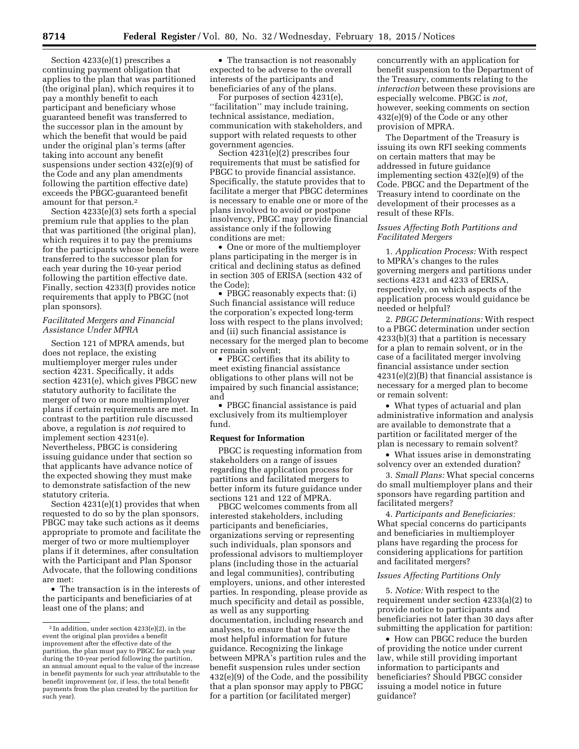Section 4233(e)(1) prescribes a continuing payment obligation that applies to the plan that was partitioned (the original plan), which requires it to pay a monthly benefit to each participant and beneficiary whose guaranteed benefit was transferred to the successor plan in the amount by which the benefit that would be paid under the original plan's terms (after taking into account any benefit suspensions under section 432(e)(9) of the Code and any plan amendments following the partition effective date) exceeds the PBGC-guaranteed benefit amount for that person.[2]

Section 4233(e)(3) sets forth a special premium rule that applies to the plan that was partitioned (the original plan), which requires it to pay the premiums for the participants whose benefits were transferred to the successor plan for each year during the 10-year period following the partition effective date. Finally, section 4233(f) provides notice requirements that apply to PBGC (not plan sponsors).

### *Facilitated Mergers and Financial Assistance Under MPRA*

Section 121 of MPRA amends, but does not replace, the existing multiemployer merger rules under section 4231. Specifically, it adds section 4231(e), which gives PBGC new statutory authority to facilitate the merger of two or more multiemployer plans if certain requirements are met. In contrast to the partition rule discussed above, a regulation is *not* required to implement section 4231(e). Nevertheless, PBGC is considering issuing guidance under that section so that applicants have advance notice of the expected showing they must make to demonstrate satisfaction of the new statutory criteria.

Section 4231(e)(1) provides that when requested to do so by the plan sponsors, PBGC may take such actions as it deems appropriate to promote and facilitate the merger of two or more multiemployer plans if it determines, after consultation with the Participant and Plan Sponsor Advocate, that the following conditions are met:

- The transaction is in the interests of the participants and beneficiaries of at least one of the plans; and
- The transaction is not reasonably expected to be adverse to the overall interests of the participants and beneficiaries of any of the plans.

For purposes of section 4231(e), "facilitation" may include training, technical assistance, mediation, communication with stakeholders, and support with related requests to other government agencies.

Section 4231(e)(2) prescribes four requirements that must be satisfied for PBGC to provide financial assistance. Specifically, the statute provides that to facilitate a merger that PBGC determines is necessary to enable one or more of the plans involved to avoid or postpone insolvency, PBGC may provide financial assistance only if the following conditions are met:

- One or more of the multiemployer plans participating in the merger is in critical and declining status as defined in section 305 of ERISA (section 432 of the Code);
- PBGC reasonably expects that: (i) Such financial assistance will reduce the corporation's expected long-term loss with respect to the plans involved; and (ii) such financial assistance is necessary for the merged plan to become or remain solvent;
- PBGC certifies that its ability to meet existing financial assistance obligations to other plans will not be impaired by such financial assistance; and
- PBGC financial assistance is paid exclusively from its multiemployer fund.

## Request for Information

PBGC is requesting information from stakeholders on a range of issues regarding the application process for partitions and facilitated mergers to better inform its future guidance under sections 121 and 122 of MPRA.

PBGC welcomes comments from all interested stakeholders, including participants and beneficiaries, organizations serving or representing such individuals, plan sponsors and professional advisors to multiemployer plans (including those in the actuarial and legal communities), contributing employers, unions, and other interested parties. In responding, please provide as much specificity and detail as possible, as well as any supporting documentation, including research and analyses, to ensure that we have the most helpful information for future guidance. Recognizing the linkage between MPRA's partition rules and the benefit suspension rules under section 432(e)(9) of the Code, and the possibility that a plan sponsor may apply to PBGC for a partition (or facilitated merger) concurrently with an application for benefit suspension to the Department of the Treasury, comments relating to the *interaction* between these provisions are especially welcome. PBGC is *not,* however, seeking comments on section 432(e)(9) of the Code or any other provision of MPRA.

The Department of the Treasury is issuing its own RFI seeking comments on certain matters that may be addressed in future guidance implementing section 432(e)(9) of the Code. PBGC and the Department of the Treasury intend to coordinate on the development of their processes as a result of these RFIs.

### *Issues Affecting Both Partitions and Facilitated Mergers*

1. *Application Process:* With respect to MPRA's changes to the rules governing mergers and partitions under sections 4231 and 4233 of ERISA, respectively, on which aspects of the application process would guidance be needed or helpful?

2. *PBGC Determinations:* With respect to a PBGC determination under section 4233(b)(3) that a partition is necessary for a plan to remain solvent, or in the case of a facilitated merger involving financial assistance under section 4231(e)(2)(B) that financial assistance is necessary for a merged plan to become or remain solvent:

- What types of actuarial and plan administrative information and analysis are available to demonstrate that a partition or facilitated merger of the plan is necessary to remain solvent?
- What issues arise in demonstrating solvency over an extended duration?

3. *Small Plans:* What special concerns do small multiemployer plans and their sponsors have regarding partition and facilitated mergers?

4. *Participants and Beneficiaries:* What special concerns do participants and beneficiaries in multiemployer plans have regarding the process for considering applications for partition and facilitated mergers?

### *Issues Affecting Partitions Only*

5. *Notice:* With respect to the requirement under section 4233(a)(2) to provide notice to participants and beneficiaries not later than 30 days after submitting the application for partition:

- How can PBGC reduce the burden of providing the notice under current law, while still providing important information to participants and beneficiaries? Should PBGC consider issuing a model notice in future guidance?

---

[2] In addition, under section 4233(e)(2), in the event the original plan provides a benefit improvement after the effective date of the partition, the plan must pay to PBGC for each year during the 10-year period following the partition, an annual amount equal to the value of the increase in benefit payments for such year attributable to the benefit improvement (or, if less, the total benefit payments from the plan created by the partition for such year).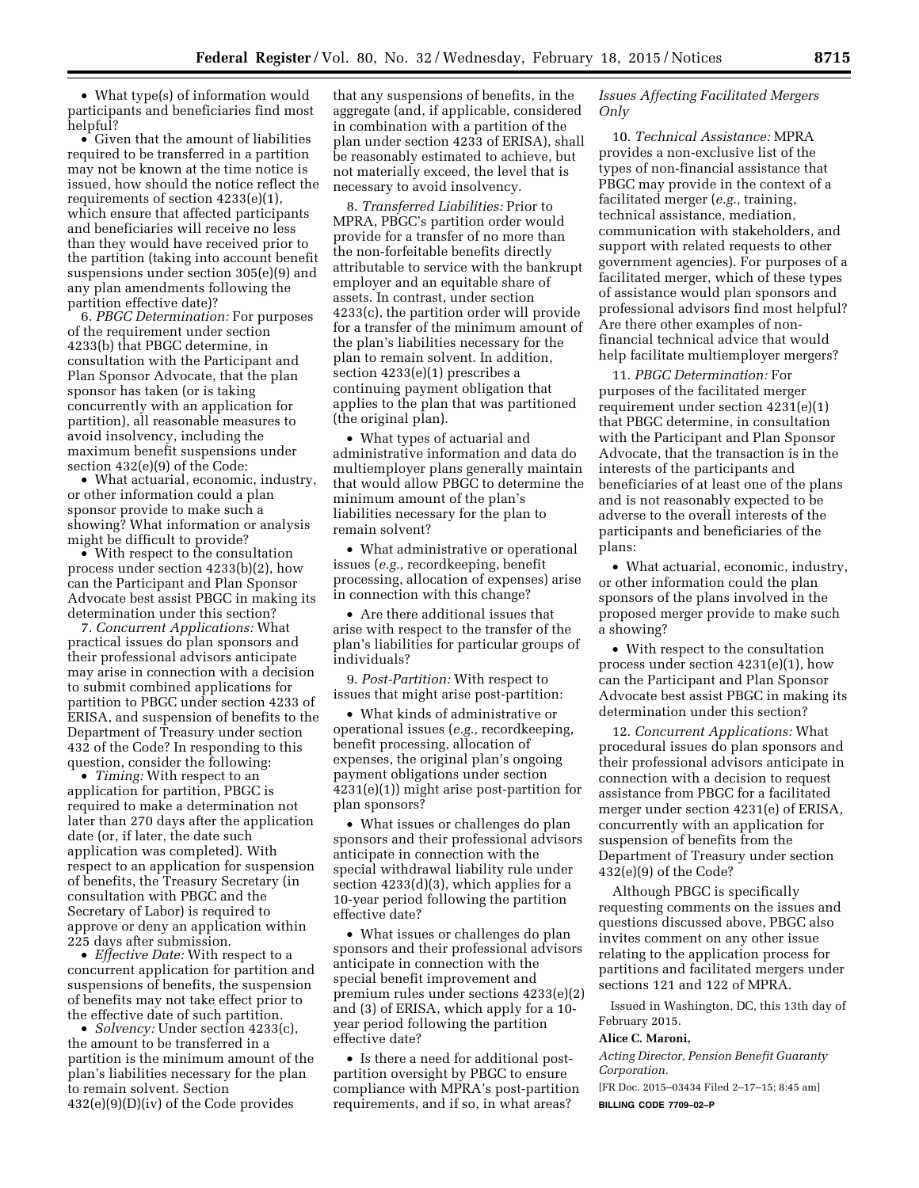- What type(s) of information would participants and beneficiaries find most helpful?
- Given that the amount of liabilities required to be transferred in a partition may not be known at the time notice is issued, how should the notice reflect the requirements of section 4233(e)(1), which ensure that affected participants and beneficiaries will receive no less than they would have received prior to the partition (taking into account benefit suspensions under section 305(e)(9) and any plan amendments following the partition effective date)?

6. *PBGC Determination:* For purposes of the requirement under section 4233(b) that PBGC determine, in consultation with the Participant and Plan Sponsor Advocate, that the plan sponsor has taken (or is taking concurrently with an application for partition), all reasonable measures to avoid insolvency, including the maximum benefit suspensions under section 432(e)(9) of the Code:

- What actuarial, economic, industry, or other information could a plan sponsor provide to make such a showing? What information or analysis might be difficult to provide?
- With respect to the consultation process under section 4233(b)(2), how can the Participant and Plan Sponsor Advocate best assist PBGC in making its determination under this section?

7. *Concurrent Applications:* What practical issues do plan sponsors and their professional advisors anticipate may arise in connection with a decision to submit combined applications for partition to PBGC under section 4233 of ERISA, and suspension of benefits to the Department of Treasury under section 432 of the Code? In responding to this question, consider the following:

- *Timing:* With respect to an application for partition, PBGC is required to make a determination not later than 270 days after the application date (or, if later, the date such application was completed). With respect to an application for suspension of benefits, the Treasury Secretary (in consultation with PBGC and the Secretary of Labor) is required to approve or deny an application within 225 days after submission.
- *Effective Date:* With respect to a concurrent application for partition and suspensions of benefits, the suspension of benefits may not take effect prior to the effective date of such partition.
- *Solvency:* Under section 4233(c), the amount to be transferred in a partition is the minimum amount of the plan's liabilities necessary for the plan to remain solvent. Section 432(e)(9)(D)(iv) of the Code provides that any suspensions of benefits, in the aggregate (and, if applicable, considered in combination with a partition of the plan under section 4233 of ERISA), shall be reasonably estimated to achieve, but not materially exceed, the level that is necessary to avoid insolvency.

8. *Transferred Liabilities:* Prior to MPRA, PBGC's partition order would provide for a transfer of no more than the non-forfeitable benefits directly attributable to service with the bankrupt employer and an equitable share of assets. In contrast, under section 4233(c), the partition order will provide for a transfer of the minimum amount of the plan's liabilities necessary for the plan to remain solvent. In addition, section 4233(e)(1) prescribes a continuing payment obligation that applies to the plan that was partitioned (the original plan).

- What types of actuarial and administrative information and data do multiemployer plans generally maintain that would allow PBGC to determine the minimum amount of the plan's liabilities necessary for the plan to remain solvent?
- What administrative or operational issues (*e.g.,* recordkeeping, benefit processing, allocation of expenses) arise in connection with this change?
- Are there additional issues that arise with respect to the transfer of the plan's liabilities for particular groups of individuals?

9. *Post-Partition:* With respect to issues that might arise post-partition:

- What kinds of administrative or operational issues (*e.g.,* recordkeeping, benefit processing, allocation of expenses, the original plan's ongoing payment obligations under section 4231(e)(1)) might arise post-partition for plan sponsors?
- What issues or challenges do plan sponsors and their professional advisors anticipate in connection with the special withdrawal liability rule under section 4233(d)(3), which applies for a 10-year period following the partition effective date?
- What issues or challenges do plan sponsors and their professional advisors anticipate in connection with the special benefit improvement and premium rules under sections 4233(e)(2) and (3) of ERISA, which apply for a 10-year period following the partition effective date?
- Is there a need for additional post-partition oversight by PBGC to ensure compliance with MPRA's post-partition requirements, and if so, in what areas?

*Issues Affecting Facilitated Mergers Only*

10. *Technical Assistance:* MPRA provides a non-exclusive list of the types of non-financial assistance that PBGC may provide in the context of a facilitated merger (*e.g.,* training, technical assistance, mediation, communication with stakeholders, and support with related requests to other government agencies). For purposes of a facilitated merger, which of these types of assistance would plan sponsors and professional advisors find most helpful? Are there other examples of non-financial technical advice that would help facilitate multiemployer mergers?

11. *PBGC Determination:* For purposes of the facilitated merger requirement under section 4231(e)(1) that PBGC determine, in consultation with the Participant and Plan Sponsor Advocate, that the transaction is in the interests of the participants and beneficiaries of at least one of the plans and is not reasonably expected to be adverse to the overall interests of the participants and beneficiaries of the plans:

- What actuarial, economic, industry, or other information could the plan sponsors of the plans involved in the proposed merger provide to make such a showing?
- With respect to the consultation process under section 4231(e)(1), how can the Participant and Plan Sponsor Advocate best assist PBGC in making its determination under this section?

12. *Concurrent Applications:* What procedural issues do plan sponsors and their professional advisors anticipate in connection with a decision to request assistance from PBGC for a facilitated merger under section 4231(e) of ERISA, concurrently with an application for suspension of benefits from the Department of Treasury under section 432(e)(9) of the Code?

Although PBGC is specifically requesting comments on the issues and questions discussed above, PBGC also invites comment on any other issue relating to the application process for partitions and facilitated mergers under sections 121 and 122 of MPRA.

Issued in Washington, DC, this 13th day of February 2015.

**Alice C. Maroni,**

*Acting Director, Pension Benefit Guaranty Corporation.*

[FR Doc. 2015–03434 Filed 2–17–15; 8:45 am]

**BILLING CODE 7709–02–P**